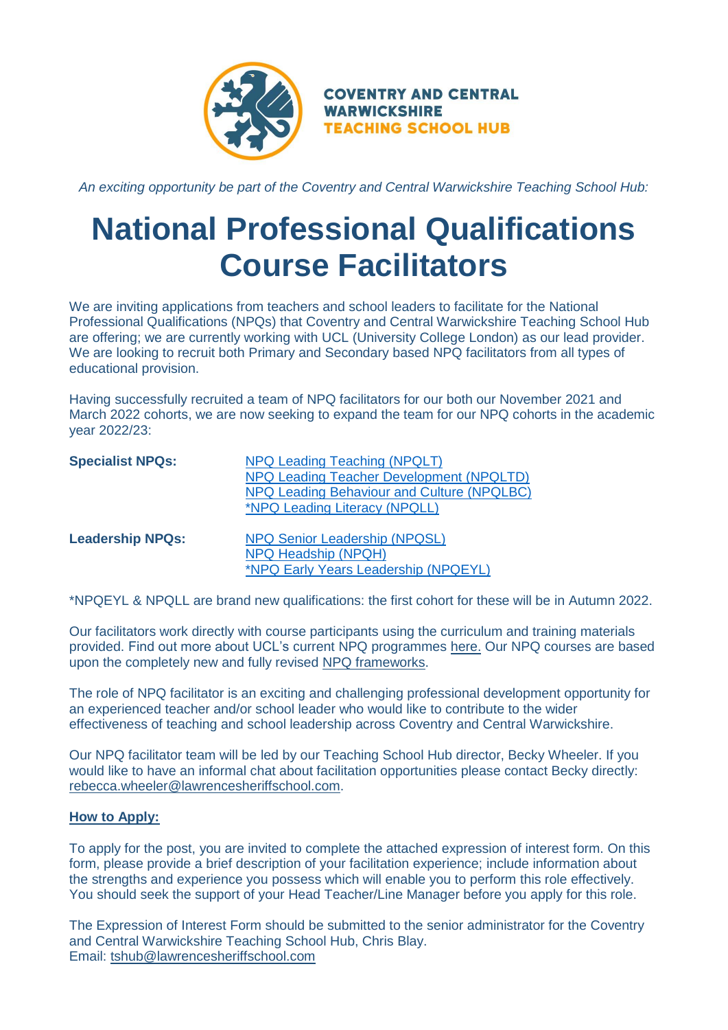COVENTRY AND CENTRAL WARWICKSHIRE TEACHING SCHOOL HUB

*An exciting opportunity be part of the Coventry and Central Warwickshire Teaching School Hub:*

# National Professional Qualifications Course Facilitators

We are inviting applications from teachers and school leaders to facilitate for the National Professional Qualifications (NPQs) that Coventry and Central Warwickshire Teaching School Hub are offering; we are currently working with UCL (University College London) as our lead provider. We are looking to recruit both Primary and Secondary based NPQ facilitators from all types of educational provision.

Having successfully recruited a team of NPQ facilitators for our both our November 2021 and March 2022 cohorts, we are now seeking to expand the team for our NPQ cohorts in the academic year 2022/23:

**Specialist NPQs:**

- NPQ Leading Teaching (NPQLT)
- NPQ Leading Teacher Development (NPQLTD)
- NPQ Leading Behaviour and Culture (NPQLBC)
- *NPQ Leading Literacy (NPQLL)

**Leadership NPQs:**

- NPQ Senior Leadership (NPQSL)
- NPQ Headship (NPQH)
- *NPQ Early Years Leadership (NPQEYL)

*NPQEYL & NPQLL are brand new qualifications: the first cohort for these will be in Autumn 2022.

Our facilitators work directly with course participants using the curriculum and training materials provided. Find out more about UCL's current NPQ programmes here. Our NPQ courses are based upon the completely new and fully revised NPQ frameworks.

The role of NPQ facilitator is an exciting and challenging professional development opportunity for an experienced teacher and/or school leader who would like to contribute to the wider effectiveness of teaching and school leadership across Coventry and Central Warwickshire.

Our NPQ facilitator team will be led by our Teaching School Hub director, Becky Wheeler. If you would like to have an informal chat about facilitation opportunities please contact Becky directly: rebecca.wheeler@lawrencesheriffschool.com.

**How to Apply:**

To apply for the post, you are invited to complete the attached expression of interest form. On this form, please provide a brief description of your facilitation experience; include information about the strengths and experience you possess which will enable you to perform this role effectively. You should seek the support of your Head Teacher/Line Manager before you apply for this role.

The Expression of Interest Form should be submitted to the senior administrator for the Coventry and Central Warwickshire Teaching School Hub, Chris Blay.
Email: tshub@lawrencesheriffschool.com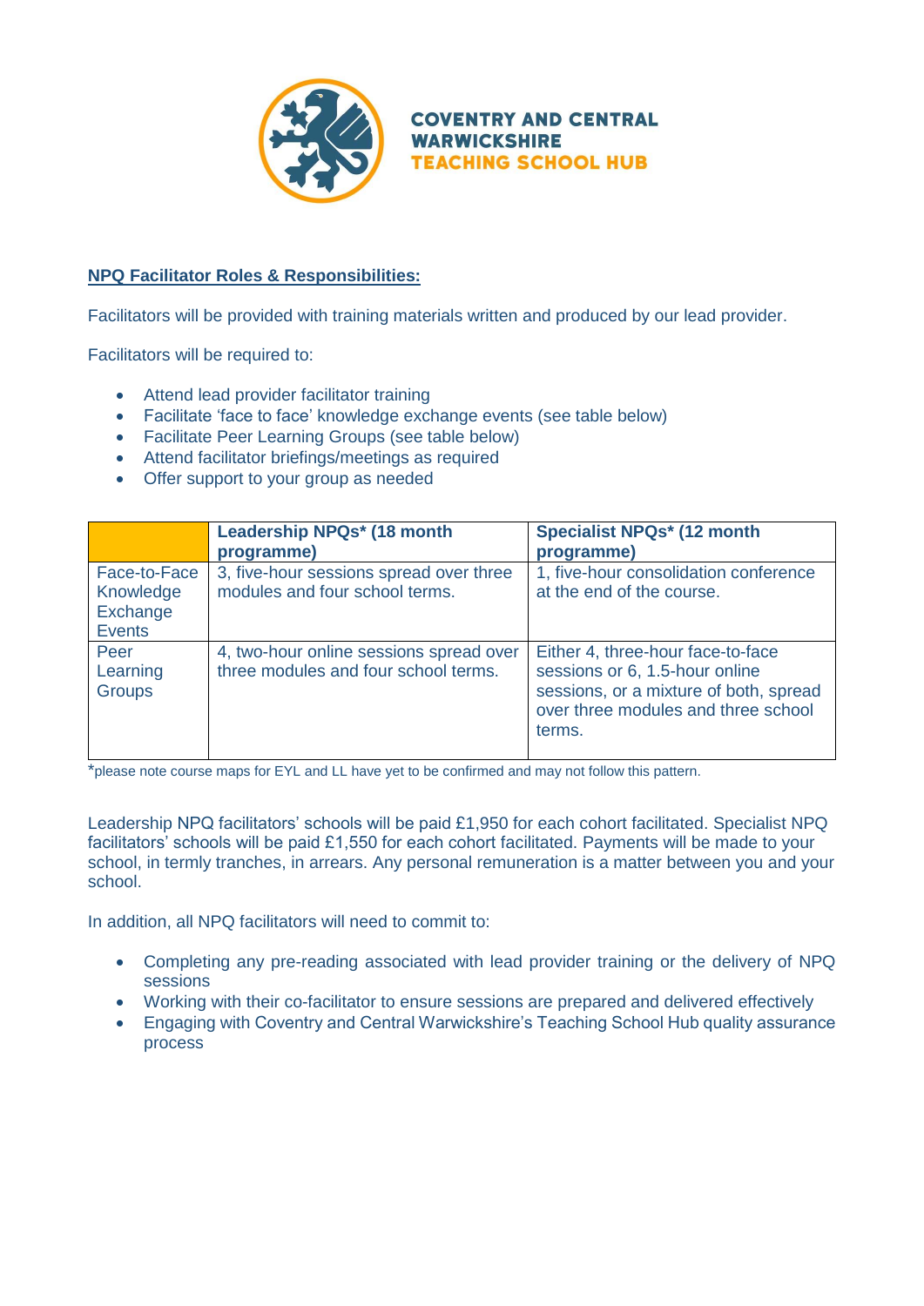COVENTRY AND CENTRAL WARWICKSHIRE TEACHING SCHOOL HUB

**NPQ Facilitator Roles & Responsibilities:**

Facilitators will be provided with training materials written and produced by our lead provider.

Facilitators will be required to:

- Attend lead provider facilitator training
- Facilitate 'face to face' knowledge exchange events (see table below)
- Facilitate Peer Learning Groups (see table below)
- Attend facilitator briefings/meetings as required
- Offer support to your group as needed

| | **Leadership NPQs* (18 month programme)** | **Specialist NPQs* (12 month programme)** |
|---|---|---|
| Face-to-Face Knowledge Exchange Events | 3, five-hour sessions spread over three modules and four school terms. | 1, five-hour consolidation conference at the end of the course. |
| Peer Learning Groups | 4, two-hour online sessions spread over three modules and four school terms. | Either 4, three-hour face-to-face sessions or 6, 1.5-hour online sessions, or a mixture of both, spread over three modules and three school terms. |

*please note course maps for EYL and LL have yet to be confirmed and may not follow this pattern.

Leadership NPQ facilitators' schools will be paid £1,950 for each cohort facilitated. Specialist NPQ facilitators' schools will be paid £1,550 for each cohort facilitated. Payments will be made to your school, in termly tranches, in arrears. Any personal remuneration is a matter between you and your school.

In addition, all NPQ facilitators will need to commit to:

- Completing any pre-reading associated with lead provider training or the delivery of NPQ sessions
- Working with their co-facilitator to ensure sessions are prepared and delivered effectively
- Engaging with Coventry and Central Warwickshire's Teaching School Hub quality assurance process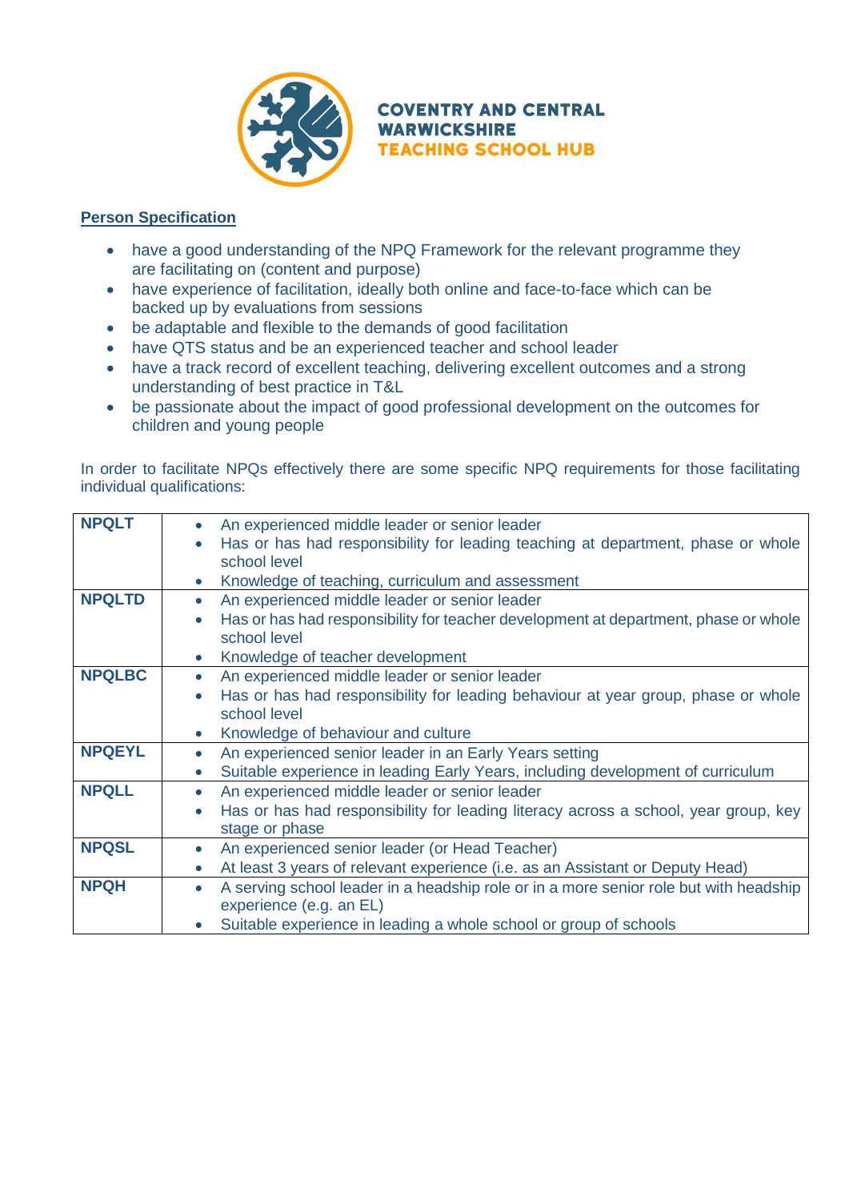COVENTRY AND CENTRAL WARWICKSHIRE
TEACHING SCHOOL HUB

## Person Specification

- have a good understanding of the NPQ Framework for the relevant programme they are facilitating on (content and purpose)
- have experience of facilitation, ideally both online and face-to-face which can be backed up by evaluations from sessions
- be adaptable and flexible to the demands of good facilitation
- have QTS status and be an experienced teacher and school leader
- have a track record of excellent teaching, delivering excellent outcomes and a strong understanding of best practice in T&L
- be passionate about the impact of good professional development on the outcomes for children and young people

In order to facilitate NPQs effectively there are some specific NPQ requirements for those facilitating individual qualifications:

| | |
|---|---|
| **NPQLT** | • An experienced middle leader or senior leader<br>• Has or has had responsibility for leading teaching at department, phase or whole school level<br>• Knowledge of teaching, curriculum and assessment |
| **NPQLTD** | • An experienced middle leader or senior leader<br>• Has or has had responsibility for teacher development at department, phase or whole school level<br>• Knowledge of teacher development |
| **NPQLBC** | • An experienced middle leader or senior leader<br>• Has or has had responsibility for leading behaviour at year group, phase or whole school level<br>• Knowledge of behaviour and culture |
| **NPQEYL** | • An experienced senior leader in an Early Years setting<br>• Suitable experience in leading Early Years, including development of curriculum |
| **NPQLL** | • An experienced middle leader or senior leader<br>• Has or has had responsibility for leading literacy across a school, year group, key stage or phase |
| **NPQSL** | • An experienced senior leader (or Head Teacher)<br>• At least 3 years of relevant experience (i.e. as an Assistant or Deputy Head) |
| **NPQH** | • A serving school leader in a headship role or in a more senior role but with headship experience (e.g. an EL)<br>• Suitable experience in leading a whole school or group of schools |